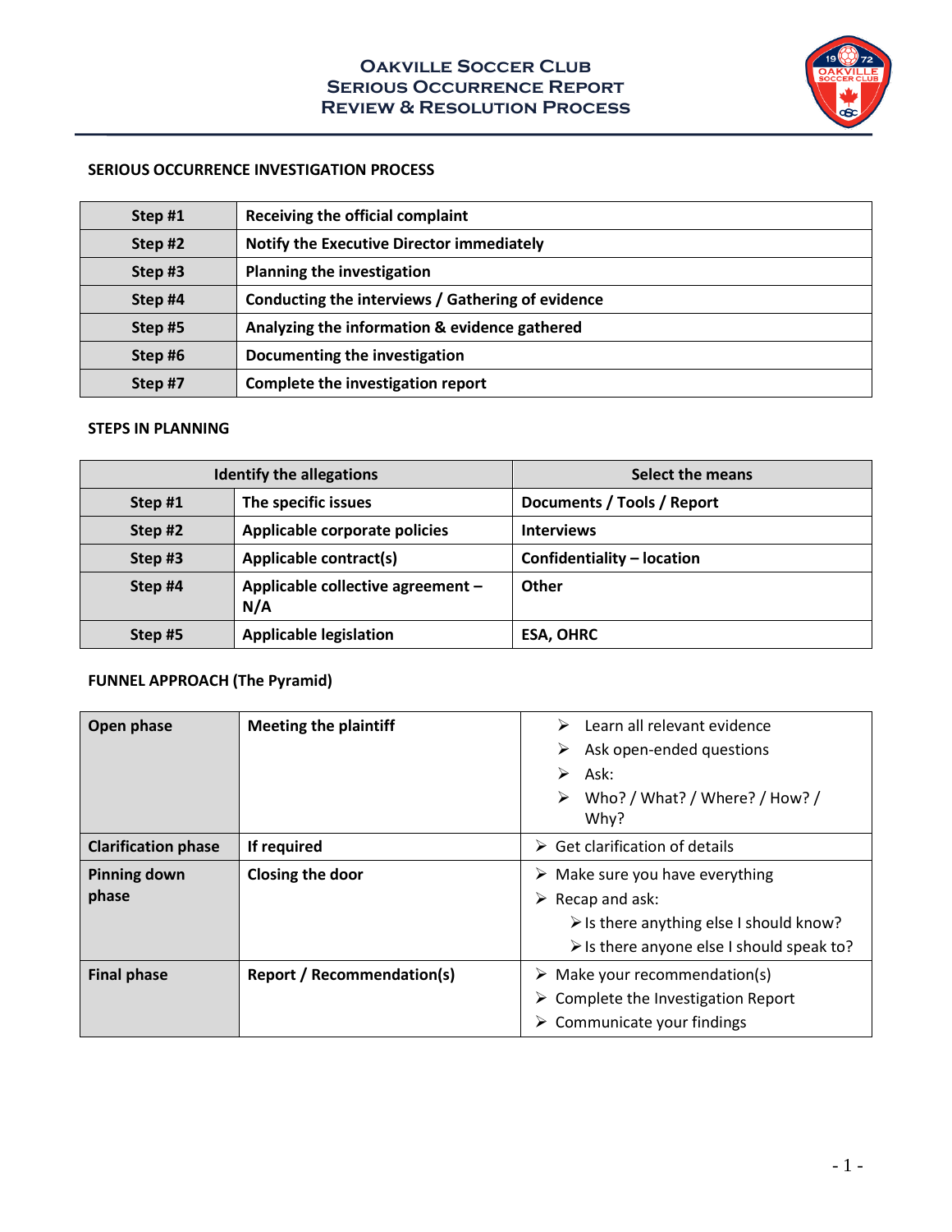# Oakville Soccer Club
# Serious Occurrence Report
# Review & Resolution Process

## SERIOUS OCCURRENCE INVESTIGATION PROCESS

| | |
|---|---|
| **Step #1** | **Receiving the official complaint** |
| **Step #2** | **Notify the Executive Director immediately** |
| **Step #3** | **Planning the investigation** |
| **Step #4** | **Conducting the interviews / Gathering of evidence** |
| **Step #5** | **Analyzing the information & evidence gathered** |
| **Step #6** | **Documenting the investigation** |
| **Step #7** | **Complete the investigation report** |

## STEPS IN PLANNING

| **Identify the allegations** | | **Select the means** |
|---|---|---|
| **Step #1** | **The specific issues** | **Documents / Tools / Report** |
| **Step #2** | **Applicable corporate policies** | **Interviews** |
| **Step #3** | **Applicable contract(s)** | **Confidentiality – location** |
| **Step #4** | **Applicable collective agreement – N/A** | **Other** |
| **Step #5** | **Applicable legislation** | **ESA, OHRC** |

## FUNNEL APPROACH (The Pyramid)

| | | |
|---|---|---|
| **Open phase** | **Meeting the plaintiff** | ➢ Learn all relevant evidence<br>➢ Ask open-ended questions<br>➢ Ask:<br>➢ Who? / What? / Where? / How? / Why? |
| **Clarification phase** | **If required** | ➢ Get clarification of details |
| **Pinning down phase** | **Closing the door** | ➢ Make sure you have everything<br>➢ Recap and ask:<br>➢ Is there anything else I should know?<br>➢ Is there anyone else I should speak to? |
| **Final phase** | **Report / Recommendation(s)** | ➢ Make your recommendation(s)<br>➢ Complete the Investigation Report<br>➢ Communicate your findings |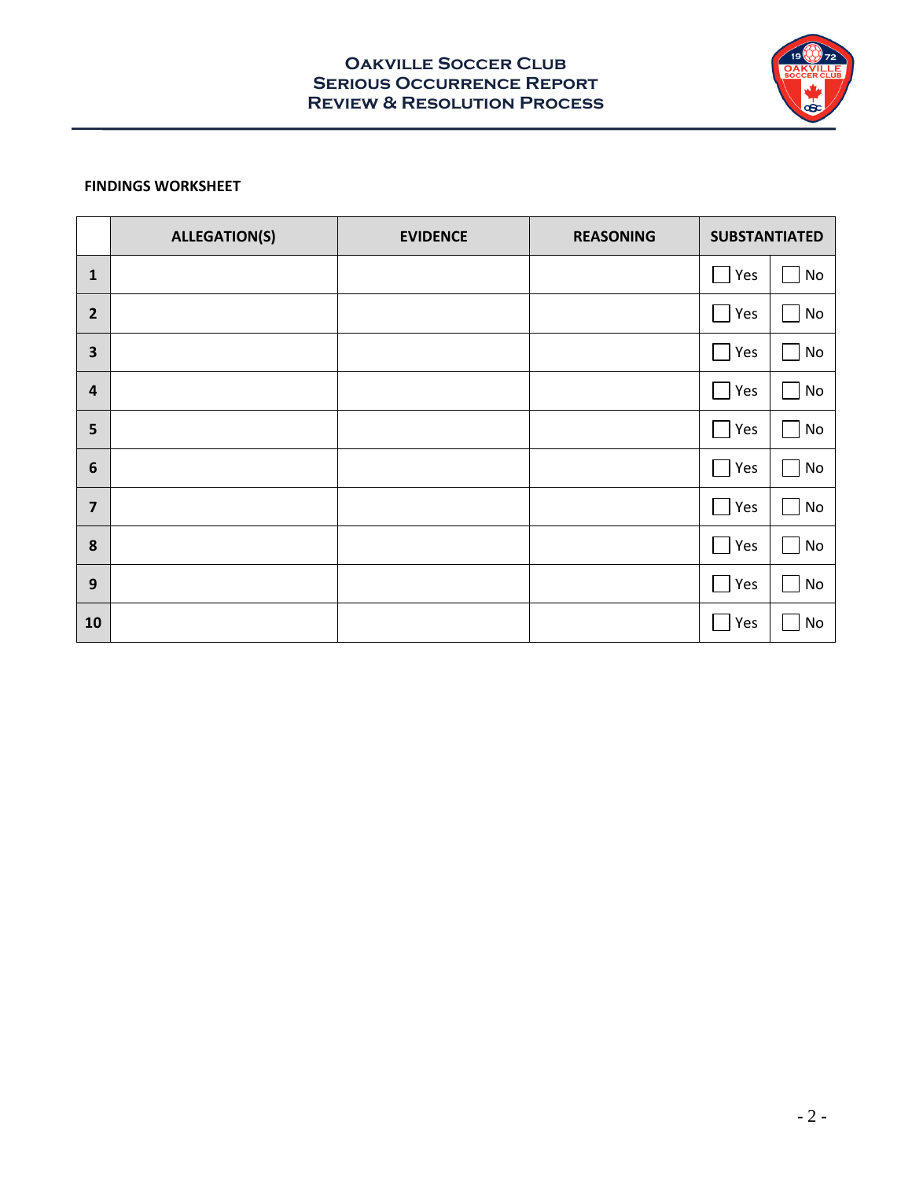# Oakville Soccer Club
## Serious Occurrence Report
## Review & Resolution Process

**FINDINGS WORKSHEET**

| | ALLEGATION(S) | EVIDENCE | REASONING | SUBSTANTIATED | |
|---|---|---|---|---|---|
| **1** | | | | ☐ Yes | ☐ No |
| **2** | | | | ☐ Yes | ☐ No |
| **3** | | | | ☐ Yes | ☐ No |
| **4** | | | | ☐ Yes | ☐ No |
| **5** | | | | ☐ Yes | ☐ No |
| **6** | | | | ☐ Yes | ☐ No |
| **7** | | | | ☐ Yes | ☐ No |
| **8** | | | | ☐ Yes | ☐ No |
| **9** | | | | ☐ Yes | ☐ No |
| **10** | | | | ☐ Yes | ☐ No |